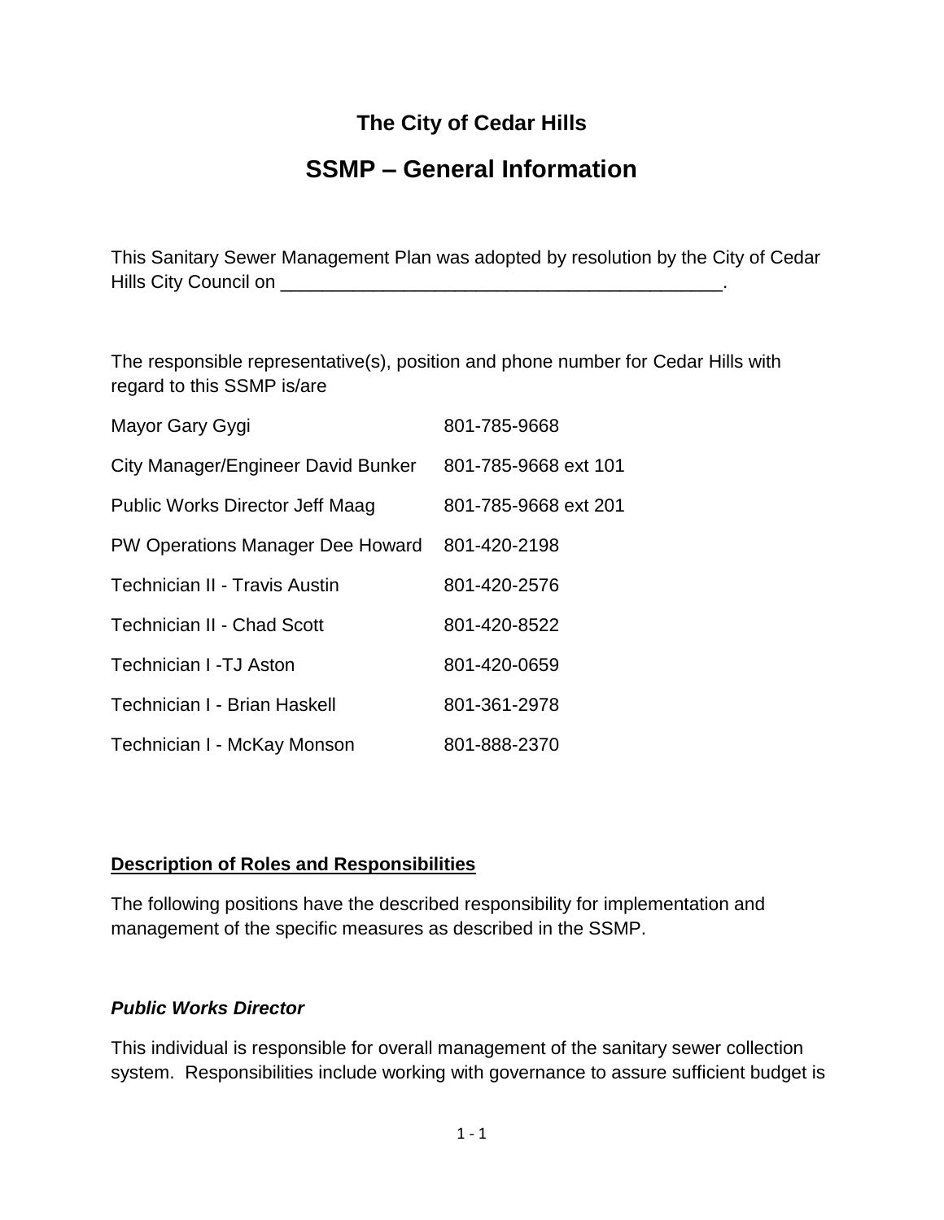# The City of Cedar Hills

## SSMP – General Information

This Sanitary Sewer Management Plan was adopted by resolution by the City of Cedar Hills City Council on ____________________________________________.

The responsible representative(s), position and phone number for Cedar Hills with regard to this SSMP is/are

| | |
|---|---|
| Mayor Gary Gygi | 801-785-9668 |
| City Manager/Engineer David Bunker | 801-785-9668 ext 101 |
| Public Works Director Jeff Maag | 801-785-9668 ext 201 |
| PW Operations Manager Dee Howard | 801-420-2198 |
| Technician II - Travis Austin | 801-420-2576 |
| Technician II - Chad Scott | 801-420-8522 |
| Technician I -TJ Aston | 801-420-0659 |
| Technician I - Brian Haskell | 801-361-2978 |
| Technician I - McKay Monson | 801-888-2370 |

**<u>Description of Roles and Responsibilities</u>**

The following positions have the described responsibility for implementation and management of the specific measures as described in the SSMP.

***Public Works Director***

This individual is responsible for overall management of the sanitary sewer collection system. Responsibilities include working with governance to assure sufficient budget is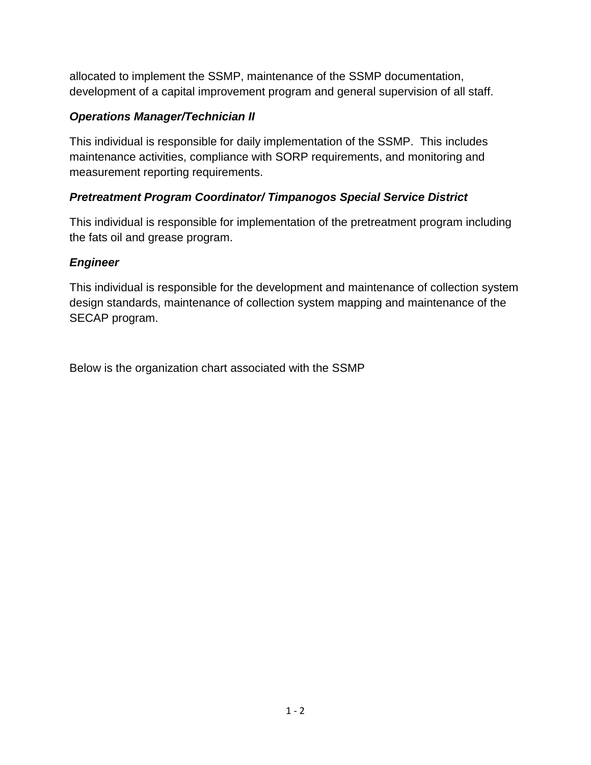allocated to implement the SSMP, maintenance of the SSMP documentation, development of a capital improvement program and general supervision of all staff.

***Operations Manager/Technician II***

This individual is responsible for daily implementation of the SSMP. This includes maintenance activities, compliance with SORP requirements, and monitoring and measurement reporting requirements.

***Pretreatment Program Coordinator/ Timpanogos Special Service District***

This individual is responsible for implementation of the pretreatment program including the fats oil and grease program.

***Engineer***

This individual is responsible for the development and maintenance of collection system design standards, maintenance of collection system mapping and maintenance of the SECAP program.

Below is the organization chart associated with the SSMP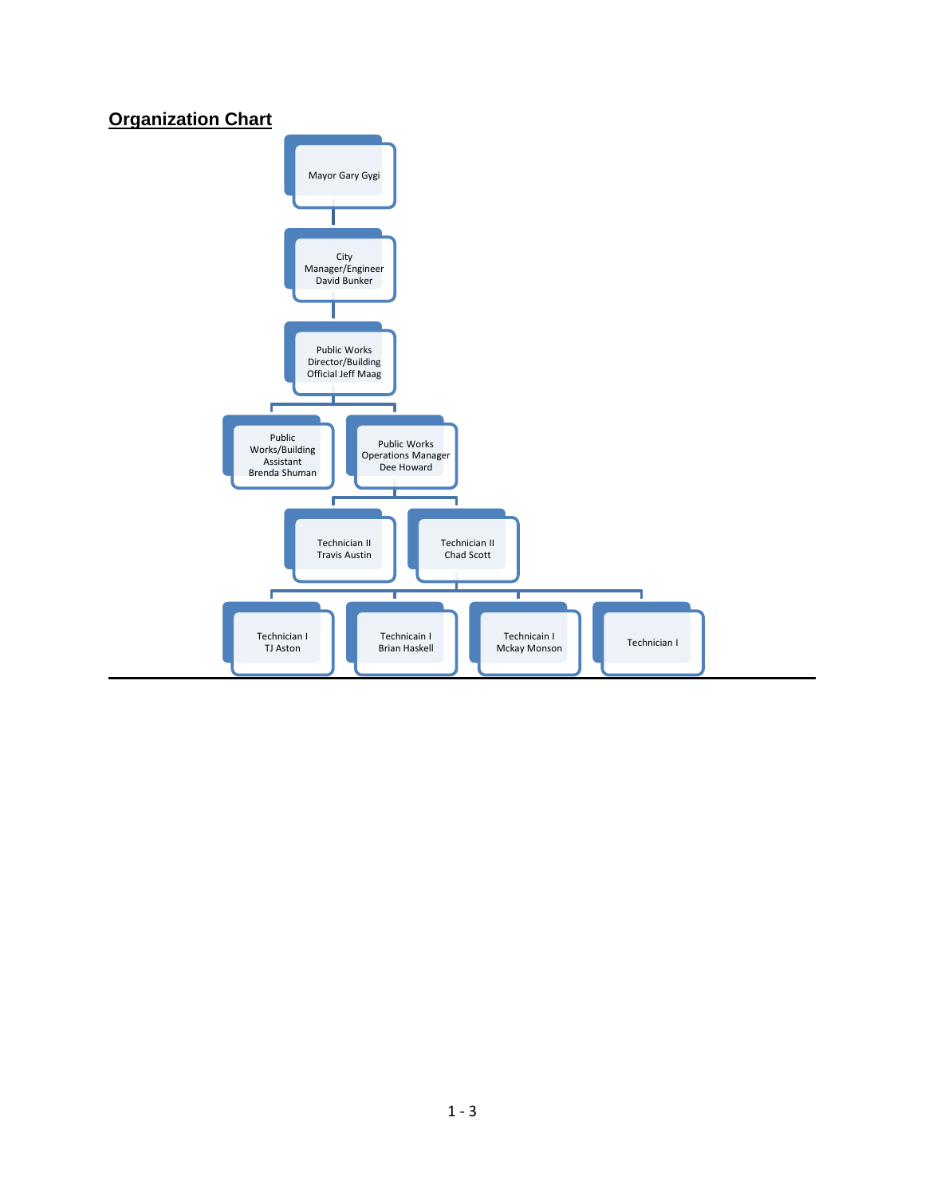## Organization Chart

Mayor Gary Gygi

City Manager/Engineer David Bunker

Public Works Director/Building Official Jeff Maag

Public Works/Building Assistant Brenda Shuman

Public Works Operations Manager Dee Howard

Technician II Travis Austin

Technician II Chad Scott

Technician I TJ Aston

Technicain I Brian Haskell

Technicain I Mckay Monson

Technician I